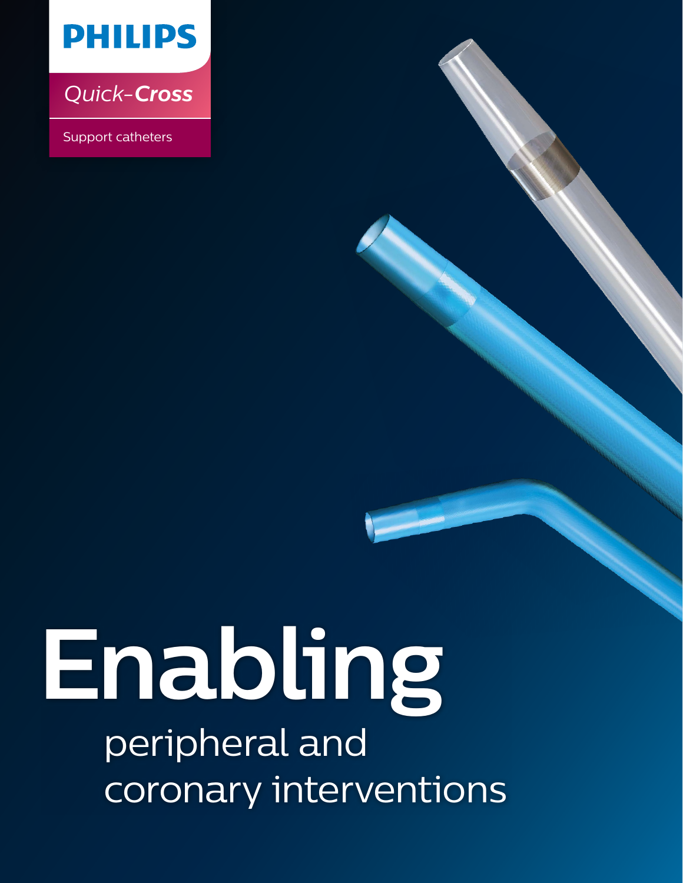PHILIPS

*Quick-**Cross***

Support catheters

# Enabling

## peripheral and coronary interventions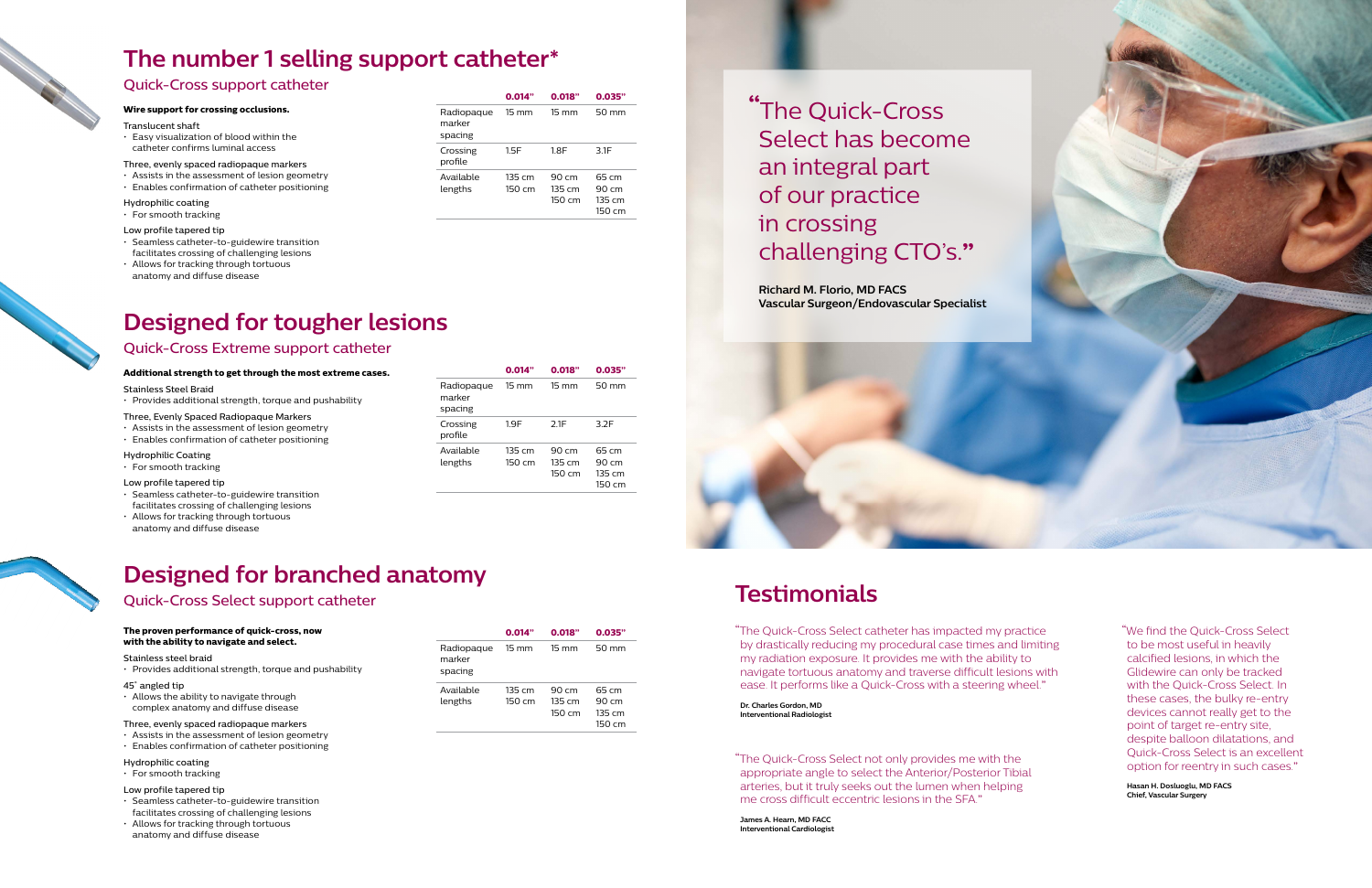# The number 1 selling support catheter*

## Quick-Cross support catheter

**Wire support for crossing occlusions.**

Translucent shaft
- Easy visualization of blood within the catheter confirms luminal access

Three, evenly spaced radiopaque markers
- Assists in the assessment of lesion geometry
- Enables confirmation of catheter positioning

Hydrophilic coating
- For smooth tracking

Low profile tapered tip
- Seamless catheter-to-guidewire transition facilitates crossing of challenging lesions
- Allows for tracking through tortuous anatomy and diffuse disease

| | 0.014" | 0.018" | 0.035" |
|---|---|---|---|
| Radiopaque marker spacing | 15 mm | 15 mm | 50 mm |
| Crossing profile | 1.5F | 1.8F | 3.1F |
| Available lengths | 135 cm<br>150 cm | 90 cm<br>135 cm<br>150 cm | 65 cm<br>90 cm<br>135 cm<br>150 cm |

# Designed for tougher lesions

## Quick-Cross Extreme support catheter

**Additional strength to get through the most extreme cases.**

Stainless Steel Braid
- Provides additional strength, torque and pushability

Three, Evenly Spaced Radiopaque Markers
- Assists in the assessment of lesion geometry
- Enables confirmation of catheter positioning

Hydrophilic Coating
- For smooth tracking

Low profile tapered tip
- Seamless catheter-to-guidewire transition facilitates crossing of challenging lesions
- Allows for tracking through tortuous anatomy and diffuse disease

| | 0.014" | 0.018" | 0.035" |
|---|---|---|---|
| Radiopaque marker spacing | 15 mm | 15 mm | 50 mm |
| Crossing profile | 1.9F | 2.1F | 3.2F |
| Available lengths | 135 cm<br>150 cm | 90 cm<br>135 cm<br>150 cm | 65 cm<br>90 cm<br>135 cm<br>150 cm |

# Designed for branched anatomy

## Quick-Cross Select support catheter

**The proven performance of quick-cross, now with the ability to navigate and select.**

Stainless steel braid
- Provides additional strength, torque and pushability

45˚ angled tip
- Allows the ability to navigate through complex anatomy and diffuse disease

Three, evenly spaced radiopaque markers
- Assists in the assessment of lesion geometry
- Enables confirmation of catheter positioning

Hydrophilic coating
- For smooth tracking

Low profile tapered tip
- Seamless catheter-to-guidewire transition facilitates crossing of challenging lesions
- Allows for tracking through tortuous anatomy and diffuse disease

| | 0.014" | 0.018" | 0.035" |
|---|---|---|---|
| Radiopaque marker spacing | 15 mm | 15 mm | 50 mm |
| Available lengths | 135 cm<br>150 cm | 90 cm<br>135 cm<br>150 cm | 65 cm<br>90 cm<br>135 cm<br>150 cm |

"The Quick-Cross Select has become an integral part of our practice in crossing challenging CTO's."

**Richard M. Florio, MD FACS**
**Vascular Surgeon/Endovascular Specialist**

# Testimonials

"The Quick-Cross Select catheter has impacted my practice by drastically reducing my procedural case times and limiting my radiation exposure. It provides me with the ability to navigate tortuous anatomy and traverse difficult lesions with ease. It performs like a Quick-Cross with a steering wheel."

**Dr. Charles Gordon, MD**
**Interventional Radiologist**

"The Quick-Cross Select not only provides me with the appropriate angle to select the Anterior/Posterior Tibial arteries, but it truly seeks out the lumen when helping me cross difficult eccentric lesions in the SFA."

**James A. Hearn, MD FACC**
**Interventional Cardiologist**

"We find the Quick-Cross Select to be most useful in heavily calcified lesions, in which the Glidewire can only be tracked with the Quick-Cross Select. In these cases, the bulky re-entry devices cannot really get to the point of target re-entry site, despite balloon dilatations, and Quick-Cross Select is an excellent option for reentry in such cases."

**Hasan H. Dosluoglu, MD FACS**
**Chief, Vascular Surgery**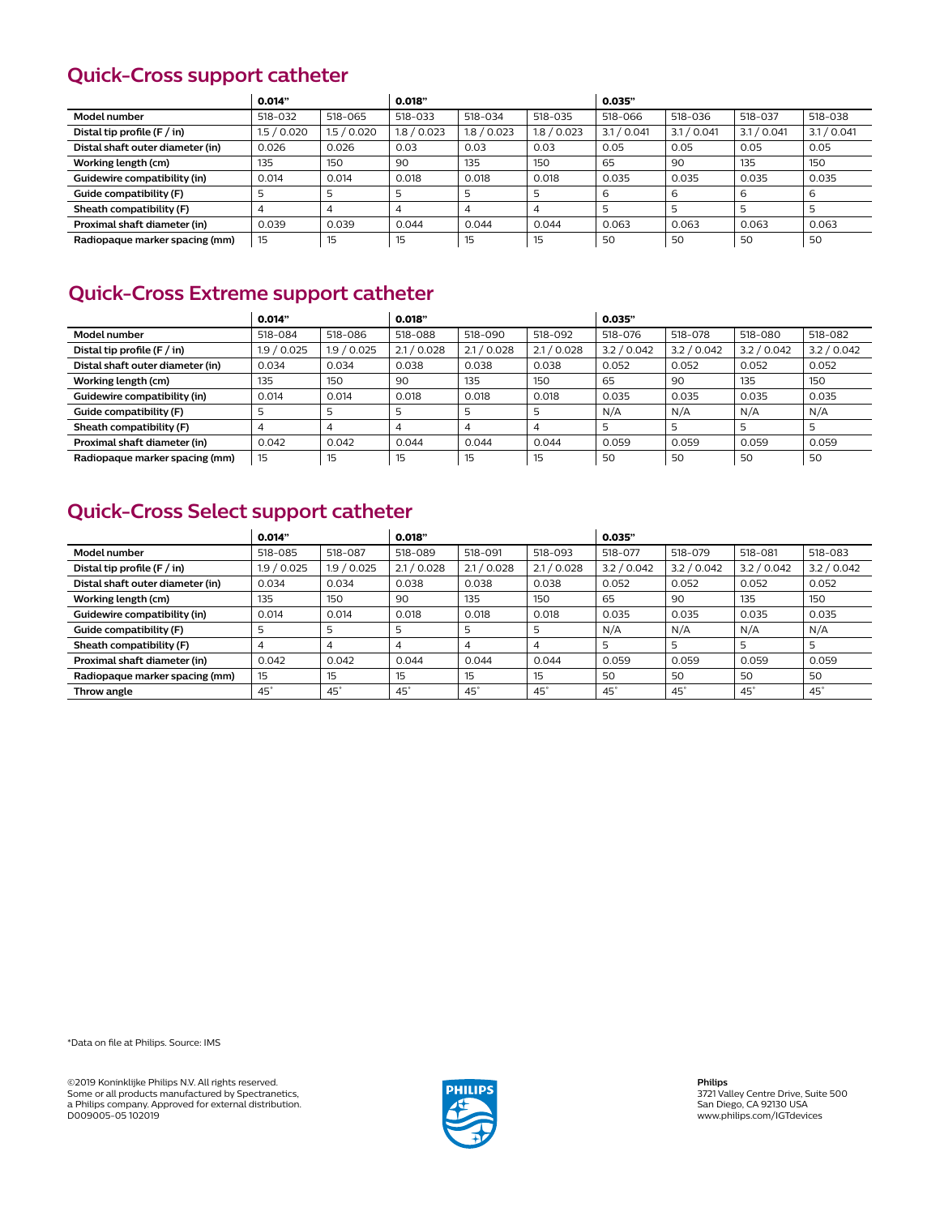## Quick-Cross support catheter

| | 0.014" | | 0.018" | | | 0.035" | | | |
|---|---|---|---|---|---|---|---|---|---|
| **Model number** | 518-032 | 518-065 | 518-033 | 518-034 | 518-035 | 518-066 | 518-036 | 518-037 | 518-038 |
| **Distal tip profile (F / in)** | 1.5 / 0.020 | 1.5 / 0.020 | 1.8 / 0.023 | 1.8 / 0.023 | 1.8 / 0.023 | 3.1 / 0.041 | 3.1 / 0.041 | 3.1 / 0.041 | 3.1 / 0.041 |
| **Distal shaft outer diameter (in)** | 0.026 | 0.026 | 0.03 | 0.03 | 0.03 | 0.05 | 0.05 | 0.05 | 0.05 |
| **Working length (cm)** | 135 | 150 | 90 | 135 | 150 | 65 | 90 | 135 | 150 |
| **Guidewire compatibility (in)** | 0.014 | 0.014 | 0.018 | 0.018 | 0.018 | 0.035 | 0.035 | 0.035 | 0.035 |
| **Guide compatibility (F)** | 5 | 5 | 5 | 5 | 5 | 6 | 6 | 6 | 6 |
| **Sheath compatibility (F)** | 4 | 4 | 4 | 4 | 4 | 5 | 5 | 5 | 5 |
| **Proximal shaft diameter (in)** | 0.039 | 0.039 | 0.044 | 0.044 | 0.044 | 0.063 | 0.063 | 0.063 | 0.063 |
| **Radiopaque marker spacing (mm)** | 15 | 15 | 15 | 15 | 15 | 50 | 50 | 50 | 50 |

## Quick-Cross Extreme support catheter

| | 0.014" | | 0.018" | | | 0.035" | | | |
|---|---|---|---|---|---|---|---|---|---|
| **Model number** | 518-084 | 518-086 | 518-088 | 518-090 | 518-092 | 518-076 | 518-078 | 518-080 | 518-082 |
| **Distal tip profile (F / in)** | 1.9 / 0.025 | 1.9 / 0.025 | 2.1 / 0.028 | 2.1 / 0.028 | 2.1 / 0.028 | 3.2 / 0.042 | 3.2 / 0.042 | 3.2 / 0.042 | 3.2 / 0.042 |
| **Distal shaft outer diameter (in)** | 0.034 | 0.034 | 0.038 | 0.038 | 0.038 | 0.052 | 0.052 | 0.052 | 0.052 |
| **Working length (cm)** | 135 | 150 | 90 | 135 | 150 | 65 | 90 | 135 | 150 |
| **Guidewire compatibility (in)** | 0.014 | 0.014 | 0.018 | 0.018 | 0.018 | 0.035 | 0.035 | 0.035 | 0.035 |
| **Guide compatibility (F)** | 5 | 5 | 5 | 5 | 5 | N/A | N/A | N/A | N/A |
| **Sheath compatibility (F)** | 4 | 4 | 4 | 4 | 4 | 5 | 5 | 5 | 5 |
| **Proximal shaft diameter (in)** | 0.042 | 0.042 | 0.044 | 0.044 | 0.044 | 0.059 | 0.059 | 0.059 | 0.059 |
| **Radiopaque marker spacing (mm)** | 15 | 15 | 15 | 15 | 15 | 50 | 50 | 50 | 50 |

## Quick-Cross Select support catheter

| | 0.014" | | 0.018" | | | 0.035" | | | |
|---|---|---|---|---|---|---|---|---|---|
| **Model number** | 518-085 | 518-087 | 518-089 | 518-091 | 518-093 | 518-077 | 518-079 | 518-081 | 518-083 |
| **Distal tip profile (F / in)** | 1.9 / 0.025 | 1.9 / 0.025 | 2.1 / 0.028 | 2.1 / 0.028 | 2.1 / 0.028 | 3.2 / 0.042 | 3.2 / 0.042 | 3.2 / 0.042 | 3.2 / 0.042 |
| **Distal shaft outer diameter (in)** | 0.034 | 0.034 | 0.038 | 0.038 | 0.038 | 0.052 | 0.052 | 0.052 | 0.052 |
| **Working length (cm)** | 135 | 150 | 90 | 135 | 150 | 65 | 90 | 135 | 150 |
| **Guidewire compatibility (in)** | 0.014 | 0.014 | 0.018 | 0.018 | 0.018 | 0.035 | 0.035 | 0.035 | 0.035 |
| **Guide compatibility (F)** | 5 | 5 | 5 | 5 | 5 | N/A | N/A | N/A | N/A |
| **Sheath compatibility (F)** | 4 | 4 | 4 | 4 | 4 | 5 | 5 | 5 | 5 |
| **Proximal shaft diameter (in)** | 0.042 | 0.042 | 0.044 | 0.044 | 0.044 | 0.059 | 0.059 | 0.059 | 0.059 |
| **Radiopaque marker spacing (mm)** | 15 | 15 | 15 | 15 | 15 | 50 | 50 | 50 | 50 |
| **Throw angle** | 45° | 45° | 45° | 45° | 45° | 45° | 45° | 45° | 45° |

*Data on file at Philips. Source: IMS

©2019 Koninklijke Philips N.V. All rights reserved.
Some or all products manufactured by Spectranetics,
a Philips company. Approved for external distribution.
D009005-05 102019

**Philips**
3721 Valley Centre Drive, Suite 500
San Diego, CA 92130 USA
www.philips.com/IGTdevices